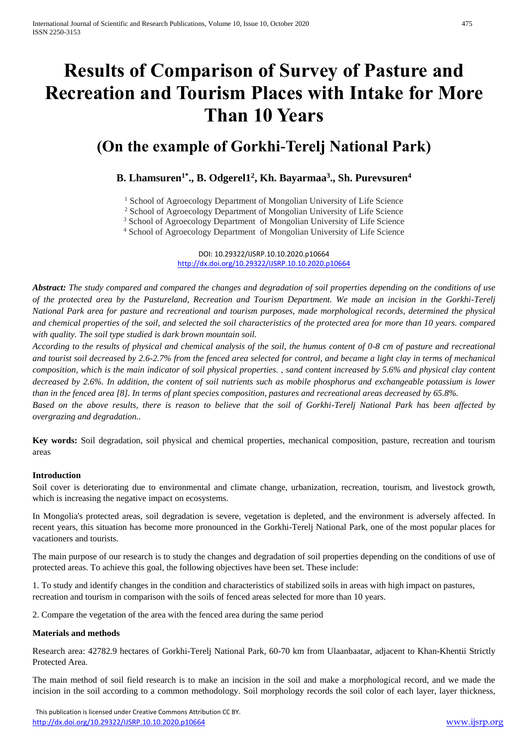# Results of Comparison of Survey of Pasture and Recreation and Tourism Places with Intake for More Than 10 Years

## (On the example of Gorkhi-Terelj National Park)

**B. Lhamsuren[1*]., B. Odgerel1[2], Kh. Bayarmaa[3]., Sh. Purevsuren[4]**

[1] School of Agroecology Department of Mongolian University of Life Science
[2] School of Agroecology Department of Mongolian University of Life Science
[3] School of Agroecology Department of Mongolian University of Life Science
[4] School of Agroecology Department of Mongolian University of Life Science

DOI: 10.29322/IJSRP.10.10.2020.p10664
http://dx.doi.org/10.29322/IJSRP.10.10.2020.p10664

***Abstract:*** *The study compared and compared the changes and degradation of soil properties depending on the conditions of use of the protected area by the Pastureland, Recreation and Tourism Department. We made an incision in the Gorkhi-Terelj National Park area for pasture and recreational and tourism purposes, made morphological records, determined the physical and chemical properties of the soil, and selected the soil characteristics of the protected area for more than 10 years. compared with quality. The soil type studied is dark brown mountain soil.*

*According to the results of physical and chemical analysis of the soil, the humus content of 0-8 cm of pasture and recreational and tourist soil decreased by 2.6-2.7% from the fenced area selected for control, and became a light clay in terms of mechanical composition, which is the main indicator of soil physical properties. , sand content increased by 5.6% and physical clay content decreased by 2.6%. In addition, the content of soil nutrients such as mobile phosphorus and exchangeable potassium is lower than in the fenced area [8]. In terms of plant species composition, pastures and recreational areas decreased by 65.8%.*

*Based on the above results, there is reason to believe that the soil of Gorkhi-Terelj National Park has been affected by overgrazing and degradation..*

**Key words:** Soil degradation, soil physical and chemical properties, mechanical composition, pasture, recreation and tourism areas

### Introduction

Soil cover is deteriorating due to environmental and climate change, urbanization, recreation, tourism, and livestock growth, which is increasing the negative impact on ecosystems.

In Mongolia's protected areas, soil degradation is severe, vegetation is depleted, and the environment is adversely affected. In recent years, this situation has become more pronounced in the Gorkhi-Terelj National Park, one of the most popular places for vacationers and tourists.

The main purpose of our research is to study the changes and degradation of soil properties depending on the conditions of use of protected areas. To achieve this goal, the following objectives have been set. These include:

1. To study and identify changes in the condition and characteristics of stabilized soils in areas with high impact on pastures, recreation and tourism in comparison with the soils of fenced areas selected for more than 10 years.

2. Compare the vegetation of the area with the fenced area during the same period

### Materials and methods

Research area: 42782.9 hectares of Gorkhi-Terelj National Park, 60-70 km from Ulaanbaatar, adjacent to Khan-Khentii Strictly Protected Area.

The main method of soil field research is to make an incision in the soil and make a morphological record, and we made the incision in the soil according to a common methodology. Soil morphology records the soil color of each layer, layer thickness,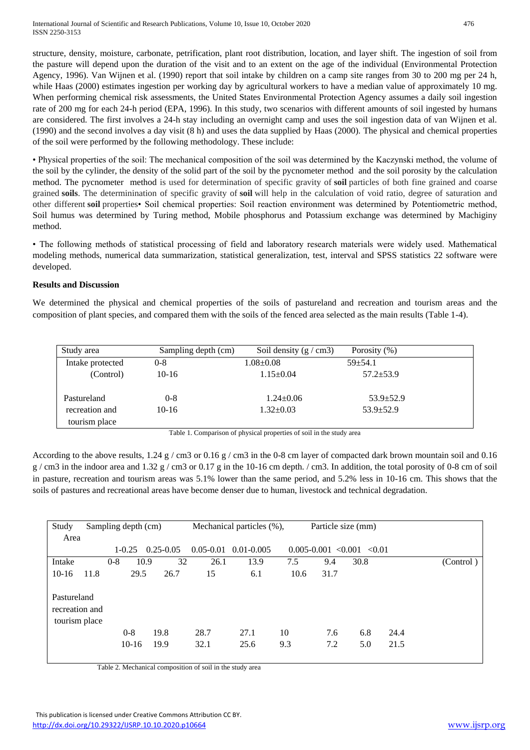structure, density, moisture, carbonate, petrification, plant root distribution, location, and layer shift. The ingestion of soil from the pasture will depend upon the duration of the visit and to an extent on the age of the individual (Environmental Protection Agency, 1996). Van Wijnen et al. (1990) report that soil intake by children on a camp site ranges from 30 to 200 mg per 24 h, while Haas (2000) estimates ingestion per working day by agricultural workers to have a median value of approximately 10 mg. When performing chemical risk assessments, the United States Environmental Protection Agency assumes a daily soil ingestion rate of 200 mg for each 24-h period (EPA, 1996). In this study, two scenarios with different amounts of soil ingested by humans are considered. The first involves a 24-h stay including an overnight camp and uses the soil ingestion data of van Wijnen et al. (1990) and the second involves a day visit (8 h) and uses the data supplied by Haas (2000). The physical and chemical properties of the soil were performed by the following methodology. These include:

• Physical properties of the soil: The mechanical composition of the soil was determined by the Kaczynski method, the volume of the soil by the cylinder, the density of the solid part of the soil by the pycnometer method and the soil porosity by the calculation method. The pycnometer method is used for determination of specific gravity of **soil** particles of both fine grained and coarse grained **soils**. The determinination of specific gravity of **soil** will help in the calculation of void ratio, degree of saturation and other different **soil** properties• Soil chemical properties: Soil reaction environment was determined by Potentiometric method, Soil humus was determined by Turing method, Mobile phosphorus and Potassium exchange was determined by Machiginy method.

• The following methods of statistical processing of field and laboratory research materials were widely used. Mathematical modeling methods, numerical data summarization, statistical generalization, test, interval and SPSS statistics 22 software were developed.

**Results and Discussion**

We determined the physical and chemical properties of the soils of pastureland and recreation and tourism areas and the composition of plant species, and compared them with the soils of the fenced area selected as the main results (Table 1-4).

| Study area | Sampling depth (cm) | Soil density (g / cm3) | Porosity (%) |
|---|---|---|---|
| Intake protected (Control) | 0-8 | 1.08±0.08 | 59±54.1 |
| | 10-16 | 1.15±0.04 | 57.2±53.9 |
| Pastureland recreation and tourism place | 0-8 | 1.24±0.06 | 53.9±52.9 |
| | 10-16 | 1.32±0.03 | 53.9±52.9 |

Table 1. Comparison of physical properties of soil in the study area

According to the above results, 1.24 g / cm3 or 0.16 g / cm3 in the 0-8 cm layer of compacted dark brown mountain soil and 0.16 g / cm3 in the indoor area and 1.32 g / cm3 or 0.17 g in the 10-16 cm depth. / cm3. In addition, the total porosity of 0-8 cm of soil in pasture, recreation and tourism areas was 5.1% lower than the same period, and 5.2% less in 10-16 cm. This shows that the soils of pastures and recreational areas have become denser due to human, livestock and technical degradation.

| Study Area | Sampling depth (cm) | Mechanical particles (%), Particle size (mm) 1-0.25 | 0.25-0.05 | 0.05-0.01 | 0.01-0.005 | 0.005-0.001 | <0.001 | <0.01 |
|---|---|---|---|---|---|---|---|---|
| Intake (Control) | 0-8 | 10.9 | 32 | 26.1 | 13.9 | 7.5 | 9.4 | 30.8 |
| | 10-16 | 11.8 | 29.5 | 26.7 | 15 | 6.1 | 10.6 | 31.7 |
| Pastureland recreation and tourism place | 0-8 | 19.8 | 28.7 | 27.1 | 10 | 7.6 | 6.8 | 24.4 |
| | 10-16 | 19.9 | 32.1 | 25.6 | 9.3 | 7.2 | 5.0 | 21.5 |

Table 2. Mechanical composition of soil in the study area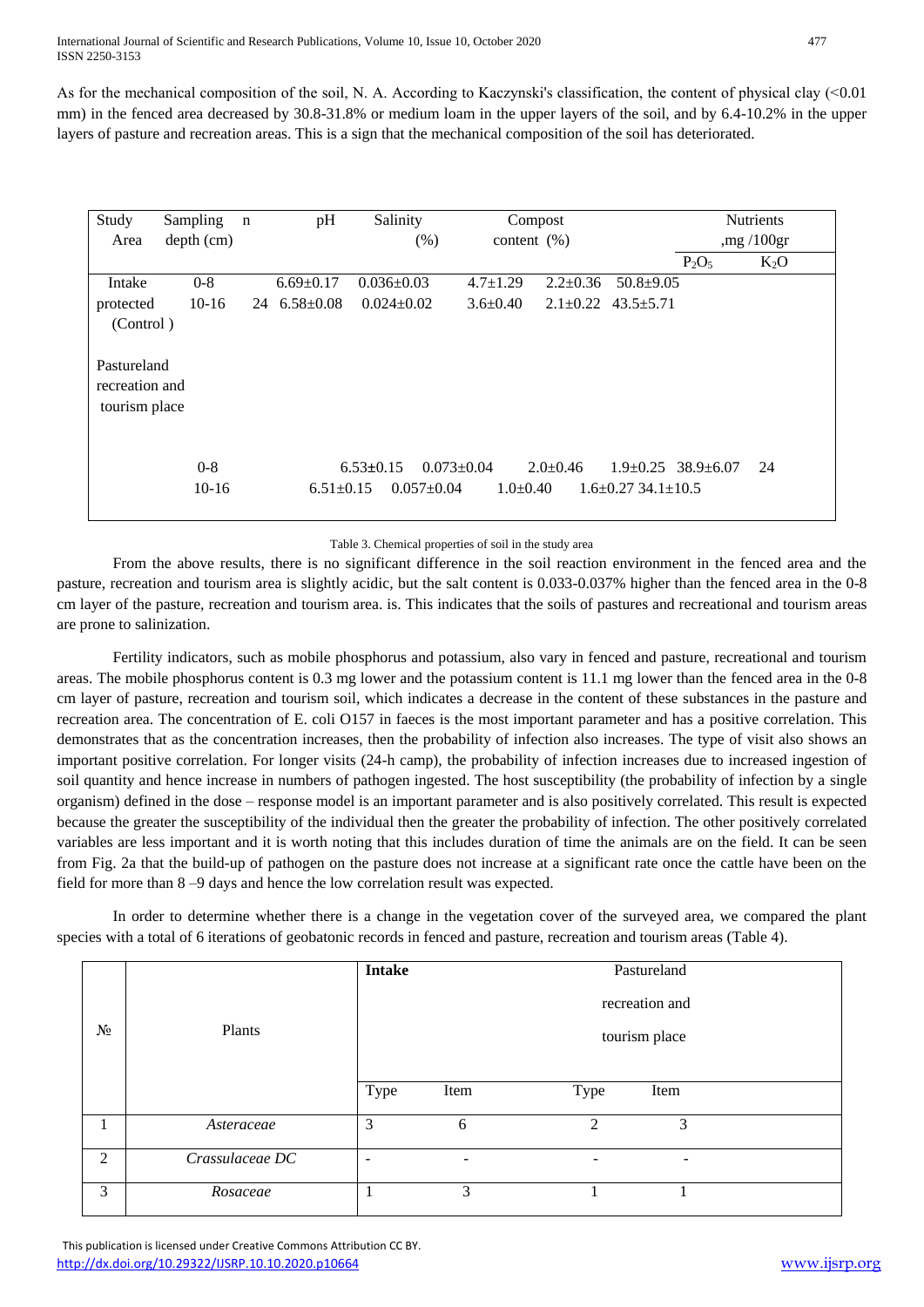As for the mechanical composition of the soil, N. A. According to Kaczynski's classification, the content of physical clay (<0.01 mm) in the fenced area decreased by 30.8-31.8% or medium loam in the upper layers of the soil, and by 6.4-10.2% in the upper layers of pasture and recreation areas. This is a sign that the mechanical composition of the soil has deteriorated.

| Study Area | Sampling depth (cm) | n | pH | Salinity (%) | Compost content (%) | | Nutrients ,mg /100gr | |
|---|---|---|---|---|---|---|---|---|
| | | | | | | | $P_2O_5$ | $K_2O$ |
| Intake protected (Control ) | 0-8 | | 6.69±0.17 | 0.036±0.03 | 4.7±1.29 | 2.2±0.36 | 50.8±9.05 | |
| | 10-16 | 24 | 6.58±0.08 | 0.024±0.02 | 3.6±0.40 | 2.1±0.22 | 43.5±5.71 | |
| Pastureland recreation and tourism place | 0-8 | | 6.53±0.15 | 0.073±0.04 | 2.0±0.46 | 1.9±0.25 | 38.9±6.07 | 24 |
| | 10-16 | | 6.51±0.15 | 0.057±0.04 | 1.0±0.40 | 1.6±0.27 | 34.1±10.5 | |

Table 3. Chemical properties of soil in the study area

From the above results, there is no significant difference in the soil reaction environment in the fenced area and the pasture, recreation and tourism area is slightly acidic, but the salt content is 0.033-0.037% higher than the fenced area in the 0-8 cm layer of the pasture, recreation and tourism area. is. This indicates that the soils of pastures and recreational and tourism areas are prone to salinization.

Fertility indicators, such as mobile phosphorus and potassium, also vary in fenced and pasture, recreational and tourism areas. The mobile phosphorus content is 0.3 mg lower and the potassium content is 11.1 mg lower than the fenced area in the 0-8 cm layer of pasture, recreation and tourism soil, which indicates a decrease in the content of these substances in the pasture and recreation area. The concentration of E. coli O157 in faeces is the most important parameter and has a positive correlation. This demonstrates that as the concentration increases, then the probability of infection also increases. The type of visit also shows an important positive correlation. For longer visits (24-h camp), the probability of infection increases due to increased ingestion of soil quantity and hence increase in numbers of pathogen ingested. The host susceptibility (the probability of infection by a single organism) defined in the dose – response model is an important parameter and is also positively correlated. This result is expected because the greater the susceptibility of the individual then the greater the probability of infection. The other positively correlated variables are less important and it is worth noting that this includes duration of time the animals are on the field. It can be seen from Fig. 2a that the build-up of pathogen on the pasture does not increase at a significant rate once the cattle have been on the field for more than 8 –9 days and hence the low correlation result was expected.

In order to determine whether there is a change in the vegetation cover of the surveyed area, we compared the plant species with a total of 6 iterations of geobatonic records in fenced and pasture, recreation and tourism areas (Table 4).

| № | Plants | **Intake** | | Pastureland recreation and tourism place | |
|---|---|---|---|---|---|
| | | Type | Item | Type | Item |
| 1 | *Asteraceae* | 3 | 6 | 2 | 3 |
| 2 | *Crassulaceae DC* | - | - | - | - |
| 3 | *Rosaceae* | 1 | 3 | 1 | 1 |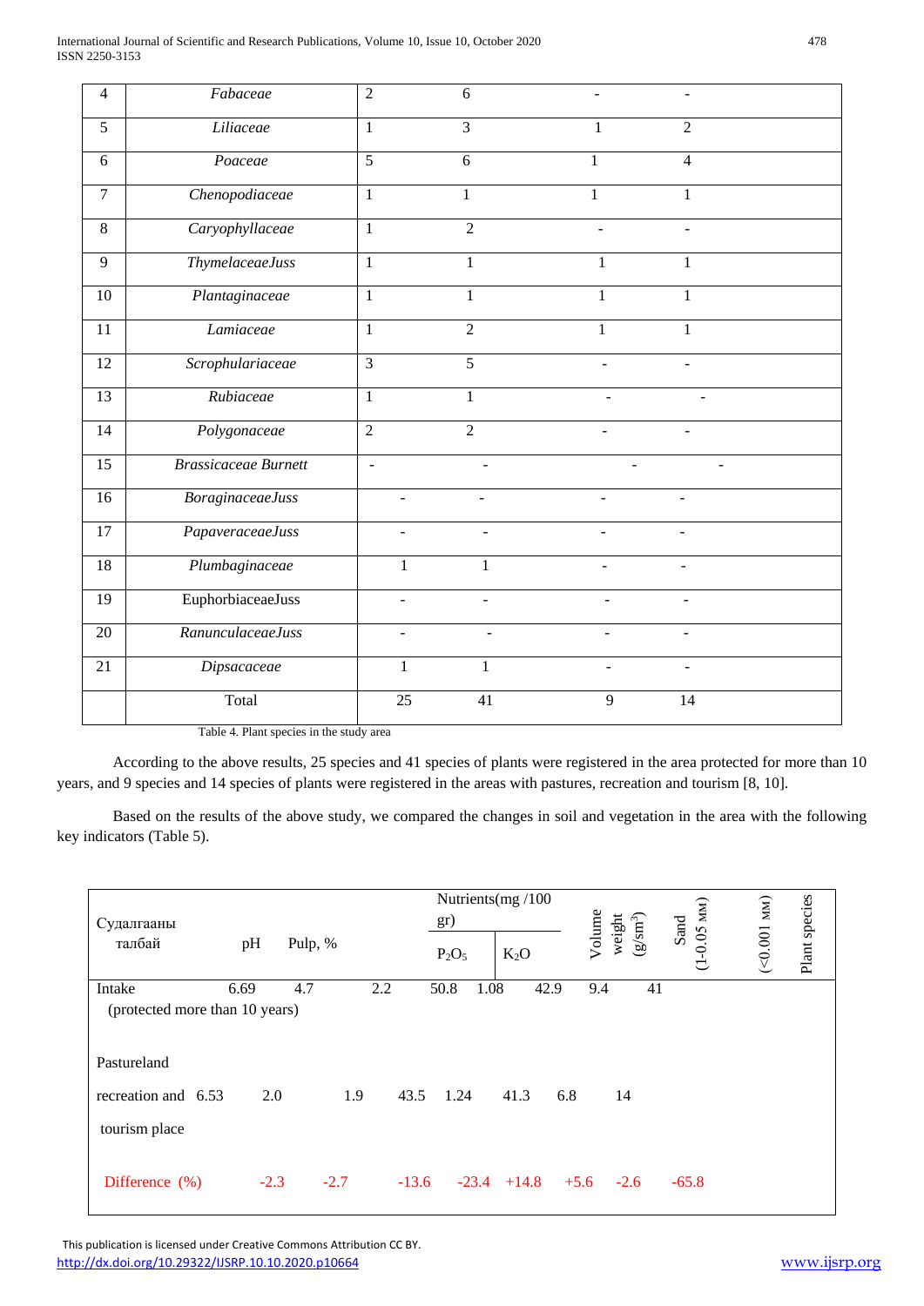| 4 | *Fabaceae* | 2 | 6 | - | - |
|---|---|---|---|---|---|
| 5 | *Liliaceae* | 1 | 3 | 1 | 2 |
| 6 | *Poaceae* | 5 | 6 | 1 | 4 |
| 7 | *Chenopodiaceae* | 1 | 1 | 1 | 1 |
| 8 | *Caryophyllaceae* | 1 | 2 | - | - |
| 9 | *ThymelaceaeJuss* | 1 | 1 | 1 | 1 |
| 10 | *Plantaginaceae* | 1 | 1 | 1 | 1 |
| 11 | *Lamiaceae* | 1 | 2 | 1 | 1 |
| 12 | *Scrophulariaceae* | 3 | 5 | - | - |
| 13 | *Rubiaceae* | 1 | 1 | - | - |
| 14 | *Polygonaceae* | 2 | 2 | - | - |
| 15 | *Brassicaceae Burnett* | - | - | - | - |
| 16 | *BoraginaceaeJuss* | - | - | - | - |
| 17 | *PapaveraceaeJuss* | - | - | - | - |
| 18 | *Plumbaginaceae* | 1 | 1 | - | - |
| 19 | EuphorbiaceaeJuss | - | - | - | - |
| 20 | *RanunculaceaeJuss* | - | - | - | - |
| 21 | *Dipsacaceae* | 1 | 1 | - | - |
| | Total | 25 | 41 | 9 | 14 |

Table 4. Plant species in the study area

According to the above results, 25 species and 41 species of plants were registered in the area protected for more than 10 years, and 9 species and 14 species of plants were registered in the areas with pastures, recreation and tourism [8, 10].

Based on the results of the above study, we compared the changes in soil and vegetation in the area with the following key indicators (Table 5).

| Судалгааны талбай | pH | Pulp, % | | Nutrients(mg /100 gr) $P_2O_5$ | $K_2O$ | Volume weight (g/sm$^3$) | Sand (1-0.05 мм) | (<0.001 мм) | Plant species |
|---|---|---|---|---|---|---|---|---|---|
| Intake (protected more than 10 years) | 6.69 | 4.7 | 2.2 | 50.8 | 1.08 | 42.9 | 9.4 | 41 | |
| Pastureland recreation and tourism place | 6.53 | 2.0 | 1.9 | 43.5 | 1.24 | 41.3 | 6.8 | 14 | |
| Difference (%) | -2.3 | -2.7 | -13.6 | -23.4 | +14.8 | +5.6 | -2.6 | -65.8 | |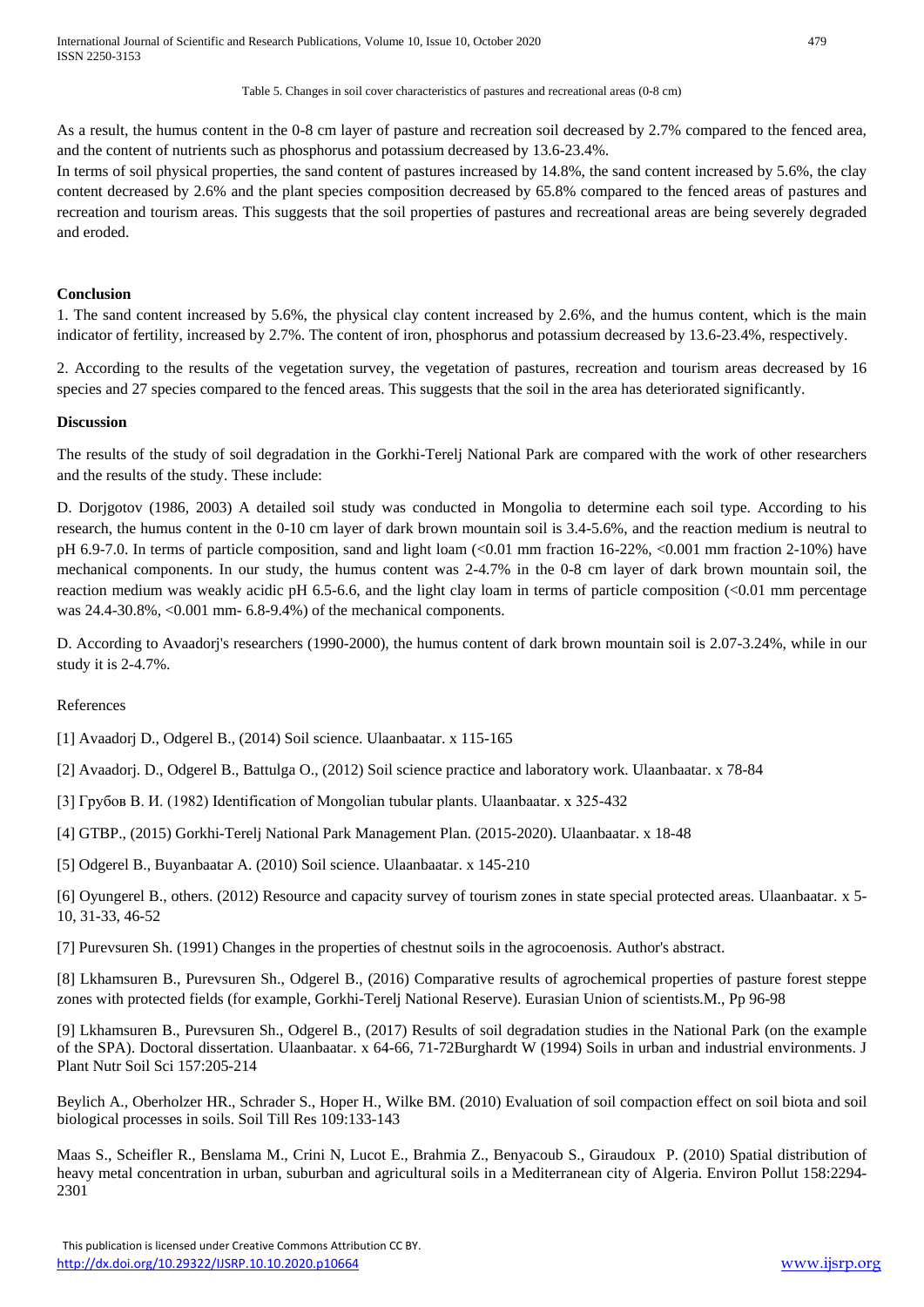Table 5. Changes in soil cover characteristics of pastures and recreational areas (0-8 cm)

As a result, the humus content in the 0-8 cm layer of pasture and recreation soil decreased by 2.7% compared to the fenced area, and the content of nutrients such as phosphorus and potassium decreased by 13.6-23.4%.

In terms of soil physical properties, the sand content of pastures increased by 14.8%, the sand content increased by 5.6%, the clay content decreased by 2.6% and the plant species composition decreased by 65.8% compared to the fenced areas of pastures and recreation and tourism areas. This suggests that the soil properties of pastures and recreational areas are being severely degraded and eroded.

## Conclusion

1. The sand content increased by 5.6%, the physical clay content increased by 2.6%, and the humus content, which is the main indicator of fertility, increased by 2.7%. The content of iron, phosphorus and potassium decreased by 13.6-23.4%, respectively.

2. According to the results of the vegetation survey, the vegetation of pastures, recreation and tourism areas decreased by 16 species and 27 species compared to the fenced areas. This suggests that the soil in the area has deteriorated significantly.

## Discussion

The results of the study of soil degradation in the Gorkhi-Terelj National Park are compared with the work of other researchers and the results of the study. These include:

D. Dorjgotov (1986, 2003) A detailed soil study was conducted in Mongolia to determine each soil type. According to his research, the humus content in the 0-10 cm layer of dark brown mountain soil is 3.4-5.6%, and the reaction medium is neutral to pH 6.9-7.0. In terms of particle composition, sand and light loam (<0.01 mm fraction 16-22%, <0.001 mm fraction 2-10%) have mechanical components. In our study, the humus content was 2-4.7% in the 0-8 cm layer of dark brown mountain soil, the reaction medium was weakly acidic pH 6.5-6.6, and the light clay loam in terms of particle composition (<0.01 mm percentage was 24.4-30.8%, <0.001 mm- 6.8-9.4%) of the mechanical components.

D. According to Avaadorj's researchers (1990-2000), the humus content of dark brown mountain soil is 2.07-3.24%, while in our study it is 2-4.7%.

References

[1] Avaadorj D., Odgerel B., (2014) Soil science. Ulaanbaatar. x 115-165

[2] Avaadorj. D., Odgerel B., Battulga O., (2012) Soil science practice and laboratory work. Ulaanbaatar. x 78-84

[3] Грубов В. И. (1982) Identification of Mongolian tubular plants. Ulaanbaatar. x 325-432

[4] GTBP., (2015) Gorkhi-Terelj National Park Management Plan. (2015-2020). Ulaanbaatar. x 18-48

[5] Odgerel B., Buyanbaatar A. (2010) Soil science. Ulaanbaatar. x 145-210

[6] Oyungerel B., others. (2012) Resource and capacity survey of tourism zones in state special protected areas. Ulaanbaatar. x 5-10, 31-33, 46-52

[7] Purevsuren Sh. (1991) Changes in the properties of chestnut soils in the agrocoenosis. Author's abstract.

[8] Lkhamsuren B., Purevsuren Sh., Odgerel B., (2016) Comparative results of agrochemical properties of pasture forest steppe zones with protected fields (for example, Gorkhi-Terelj National Reserve). Eurasian Union of scientists.M., Pp 96-98

[9] Lkhamsuren B., Purevsuren Sh., Odgerel B., (2017) Results of soil degradation studies in the National Park (on the example of the SPA). Doctoral dissertation. Ulaanbaatar. x 64-66, 71-72Burghardt W (1994) Soils in urban and industrial environments. J Plant Nutr Soil Sci 157:205-214

Beylich A., Oberholzer HR., Schrader S., Hoper H., Wilke BM. (2010) Evaluation of soil compaction effect on soil biota and soil biological processes in soils. Soil Till Res 109:133-143

Maas S., Scheifler R., Benslama M., Crini N, Lucot E., Brahmia Z., Benyacoub S., Giraudoux P. (2010) Spatial distribution of heavy metal concentration in urban, suburban and agricultural soils in a Mediterranean city of Algeria. Environ Pollut 158:2294-2301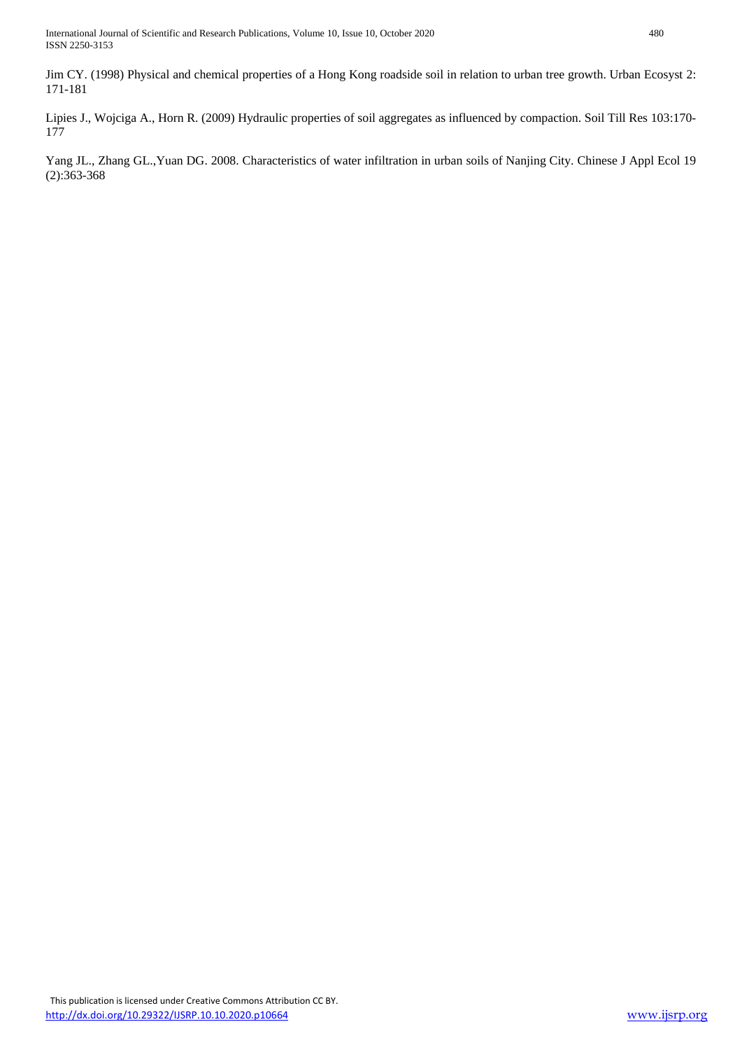Jim CY. (1998) Physical and chemical properties of a Hong Kong roadside soil in relation to urban tree growth. Urban Ecosyst 2: 171-181

Lipies J., Wojciga A., Horn R. (2009) Hydraulic properties of soil aggregates as influenced by compaction. Soil Till Res 103:170-177

Yang JL., Zhang GL.,Yuan DG. 2008. Characteristics of water infiltration in urban soils of Nanjing City. Chinese J Appl Ecol 19 (2):363-368